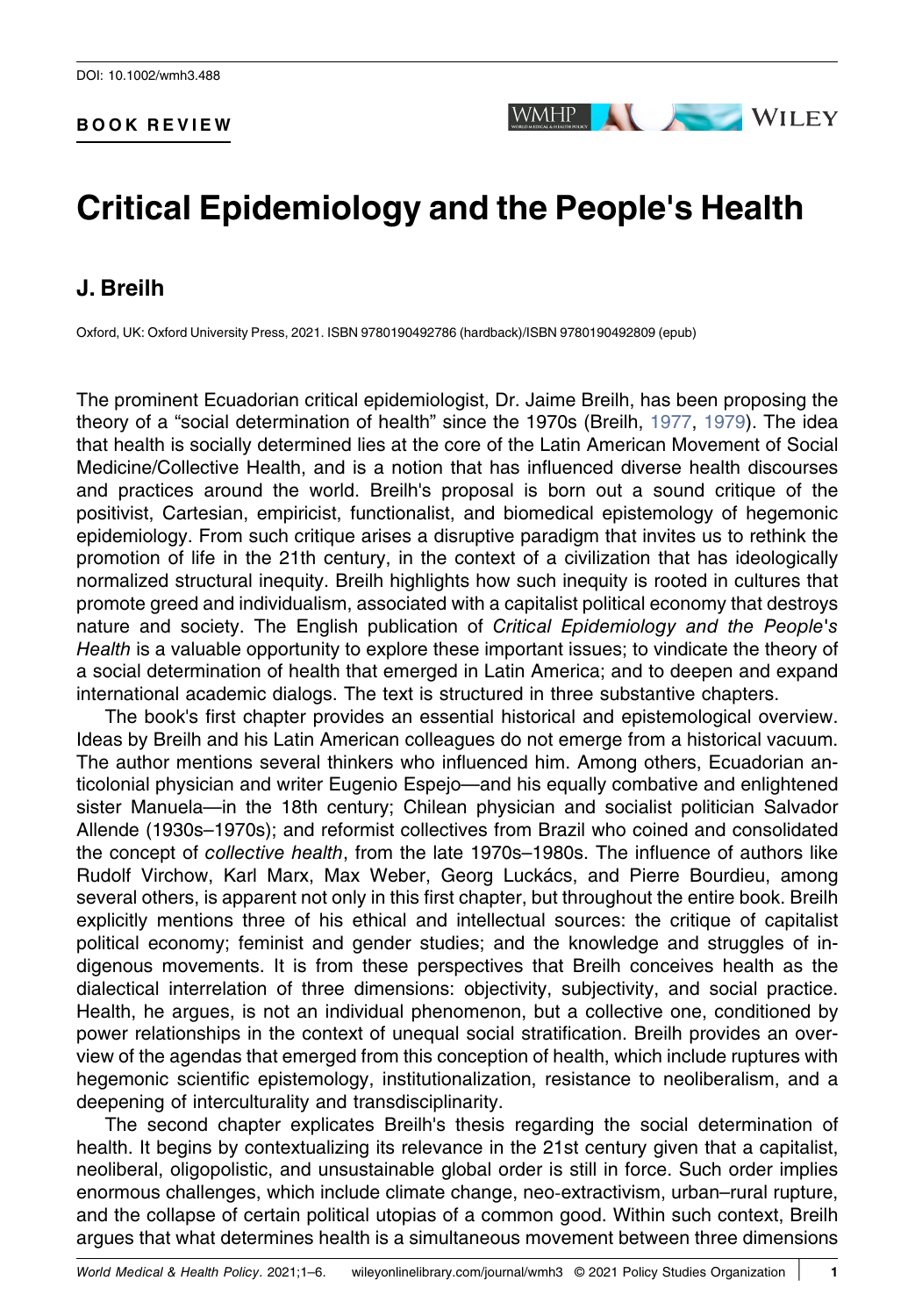DOI: 10.1002/wmh3.488

**BOOK REVIEW**

# Critical Epidemiology and the People's Health

## J. Breilh

Oxford, UK: Oxford University Press, 2021. ISBN 9780190492786 (hardback)/ISBN 9780190492809 (epub)

The prominent Ecuadorian critical epidemiologist, Dr. Jaime Breilh, has been proposing the theory of a "social determination of health" since the 1970s (Breilh, 1977, 1979). The idea that health is socially determined lies at the core of the Latin American Movement of Social Medicine/Collective Health, and is a notion that has influenced diverse health discourses and practices around the world. Breilh's proposal is born out a sound critique of the positivist, Cartesian, empiricist, functionalist, and biomedical epistemology of hegemonic epidemiology. From such critique arises a disruptive paradigm that invites us to rethink the promotion of life in the 21th century, in the context of a civilization that has ideologically normalized structural inequity. Breilh highlights how such inequity is rooted in cultures that promote greed and individualism, associated with a capitalist political economy that destroys nature and society. The English publication of *Critical Epidemiology and the People's Health* is a valuable opportunity to explore these important issues; to vindicate the theory of a social determination of health that emerged in Latin America; and to deepen and expand international academic dialogs. The text is structured in three substantive chapters.

The book's first chapter provides an essential historical and epistemological overview. Ideas by Breilh and his Latin American colleagues do not emerge from a historical vacuum. The author mentions several thinkers who influenced him. Among others, Ecuadorian anticolonial physician and writer Eugenio Espejo—and his equally combative and enlightened sister Manuela—in the 18th century; Chilean physician and socialist politician Salvador Allende (1930s–1970s); and reformist collectives from Brazil who coined and consolidated the concept of *collective health*, from the late 1970s–1980s. The influence of authors like Rudolf Virchow, Karl Marx, Max Weber, Georg Luckács, and Pierre Bourdieu, among several others, is apparent not only in this first chapter, but throughout the entire book. Breilh explicitly mentions three of his ethical and intellectual sources: the critique of capitalist political economy; feminist and gender studies; and the knowledge and struggles of indigenous movements. It is from these perspectives that Breilh conceives health as the dialectical interrelation of three dimensions: objectivity, subjectivity, and social practice. Health, he argues, is not an individual phenomenon, but a collective one, conditioned by power relationships in the context of unequal social stratification. Breilh provides an overview of the agendas that emerged from this conception of health, which include ruptures with hegemonic scientific epistemology, institutionalization, resistance to neoliberalism, and a deepening of interculturality and transdisciplinarity.

The second chapter explicates Breilh's thesis regarding the social determination of health. It begins by contextualizing its relevance in the 21st century given that a capitalist, neoliberal, oligopolistic, and unsustainable global order is still in force. Such order implies enormous challenges, which include climate change, neo-extractivism, urban–rural rupture, and the collapse of certain political utopias of a common good. Within such context, Breilh argues that what determines health is a simultaneous movement between three dimensions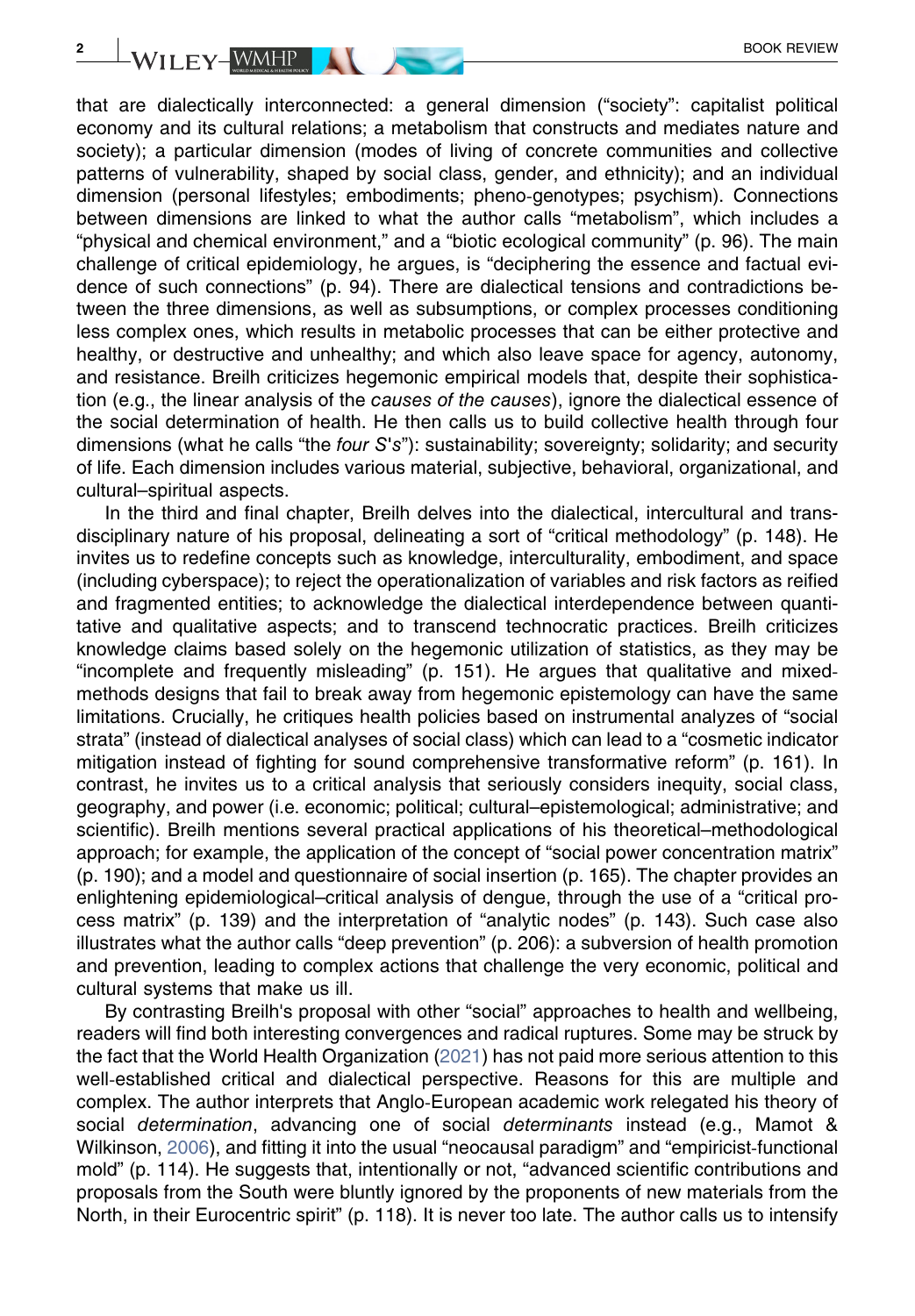that are dialectically interconnected: a general dimension ("society": capitalist political economy and its cultural relations; a metabolism that constructs and mediates nature and society); a particular dimension (modes of living of concrete communities and collective patterns of vulnerability, shaped by social class, gender, and ethnicity); and an individual dimension (personal lifestyles; embodiments; pheno-genotypes; psychism). Connections between dimensions are linked to what the author calls "metabolism", which includes a "physical and chemical environment," and a "biotic ecological community" (p. 96). The main challenge of critical epidemiology, he argues, is "deciphering the essence and factual evidence of such connections" (p. 94). There are dialectical tensions and contradictions between the three dimensions, as well as subsumptions, or complex processes conditioning less complex ones, which results in metabolic processes that can be either protective and healthy, or destructive and unhealthy; and which also leave space for agency, autonomy, and resistance. Breilh criticizes hegemonic empirical models that, despite their sophistication (e.g., the linear analysis of the *causes of the causes*), ignore the dialectical essence of the social determination of health. He then calls us to build collective health through four dimensions (what he calls "the *four S's*"): sustainability; sovereignty; solidarity; and security of life. Each dimension includes various material, subjective, behavioral, organizational, and cultural–spiritual aspects.

In the third and final chapter, Breilh delves into the dialectical, intercultural and transdisciplinary nature of his proposal, delineating a sort of "critical methodology" (p. 148). He invites us to redefine concepts such as knowledge, interculturality, embodiment, and space (including cyberspace); to reject the operationalization of variables and risk factors as reified and fragmented entities; to acknowledge the dialectical interdependence between quantitative and qualitative aspects; and to transcend technocratic practices. Breilh criticizes knowledge claims based solely on the hegemonic utilization of statistics, as they may be "incomplete and frequently misleading" (p. 151). He argues that qualitative and mixed-methods designs that fail to break away from hegemonic epistemology can have the same limitations. Crucially, he critiques health policies based on instrumental analyzes of "social strata" (instead of dialectical analyses of social class) which can lead to a "cosmetic indicator mitigation instead of fighting for sound comprehensive transformative reform" (p. 161). In contrast, he invites us to a critical analysis that seriously considers inequity, social class, geography, and power (i.e. economic; political; cultural–epistemological; administrative; and scientific). Breilh mentions several practical applications of his theoretical–methodological approach; for example, the application of the concept of "social power concentration matrix" (p. 190); and a model and questionnaire of social insertion (p. 165). The chapter provides an enlightening epidemiological–critical analysis of dengue, through the use of a "critical process matrix" (p. 139) and the interpretation of "analytic nodes" (p. 143). Such case also illustrates what the author calls "deep prevention" (p. 206): a subversion of health promotion and prevention, leading to complex actions that challenge the very economic, political and cultural systems that make us ill.

By contrasting Breilh's proposal with other "social" approaches to health and wellbeing, readers will find both interesting convergences and radical ruptures. Some may be struck by the fact that the World Health Organization (2021) has not paid more serious attention to this well-established critical and dialectical perspective. Reasons for this are multiple and complex. The author interprets that Anglo-European academic work relegated his theory of social *determination*, advancing one of social *determinants* instead (e.g., Mamot & Wilkinson, 2006), and fitting it into the usual "neocausal paradigm" and "empiricist-functional mold" (p. 114). He suggests that, intentionally or not, "advanced scientific contributions and proposals from the South were bluntly ignored by the proponents of new materials from the North, in their Eurocentric spirit" (p. 118). It is never too late. The author calls us to intensify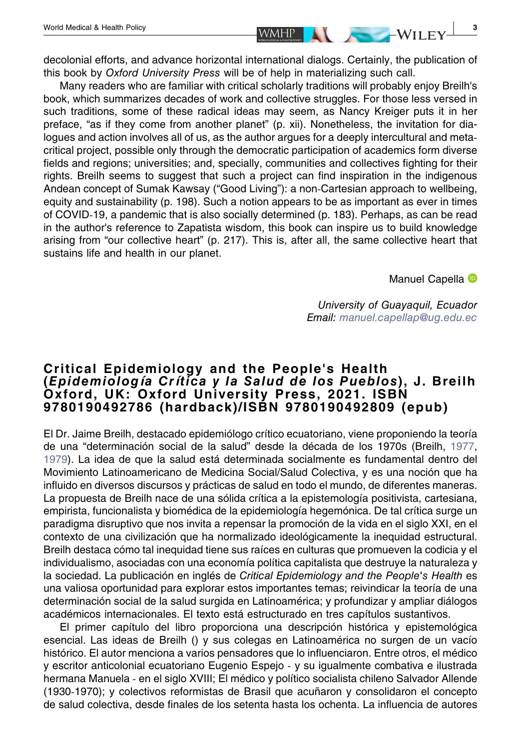decolonial efforts, and advance horizontal international dialogs. Certainly, the publication of this book by *Oxford University Press* will be of help in materializing such call.

Many readers who are familiar with critical scholarly traditions will probably enjoy Breilh's book, which summarizes decades of work and collective struggles. For those less versed in such traditions, some of these radical ideas may seem, as Nancy Kreiger puts it in her preface, "as if they come from another planet" (p. xii). Nonetheless, the invitation for dialogues and action involves all of us, as the author argues for a deeply intercultural and metacritical project, possible only through the democratic participation of academics form diverse fields and regions; universities; and, specially, communities and collectives fighting for their rights. Breilh seems to suggest that such a project can find inspiration in the indigenous Andean concept of Sumak Kawsay ("Good Living"): a non-Cartesian approach to wellbeing, equity and sustainability (p. 198). Such a notion appears to be as important as ever in times of COVID-19, a pandemic that is also socially determined (p. 183). Perhaps, as can be read in the author's reference to Zapatista wisdom, this book can inspire us to build knowledge arising from "our collective heart" (p. 217). This is, after all, the same collective heart that sustains life and health in our planet.

Manuel Capella

*University of Guayaquil, Ecuador*
*Email: manuel.capellap@ug.edu.ec*

## Critical Epidemiology and the People's Health (*Epidemiología Crítica y la Salud de los Pueblos*), J. Breilh Oxford, UK: Oxford University Press, 2021. ISBN 9780190492786 (hardback)/ISBN 9780190492809 (epub)

El Dr. Jaime Breilh, destacado epidemiólogo crítico ecuatoriano, viene proponiendo la teoría de una "determinación social de la salud" desde la década de los 1970s (Breilh, 1977, 1979). La idea de que la salud está determinada socialmente es fundamental dentro del Movimiento Latinoamericano de Medicina Social/Salud Colectiva, y es una noción que ha influido en diversos discursos y prácticas de salud en todo el mundo, de diferentes maneras. La propuesta de Breilh nace de una sólida crítica a la epistemología positivista, cartesiana, empirista, funcionalista y biomédica de la epidemiología hegemónica. De tal crítica surge un paradigma disruptivo que nos invita a repensar la promoción de la vida en el siglo XXI, en el contexto de una civilización que ha normalizado ideológicamente la inequidad estructural. Breilh destaca cómo tal inequidad tiene sus raíces en culturas que promueven la codicia y el individualismo, asociadas con una economía política capitalista que destruye la naturaleza y la sociedad. La publicación en inglés de *Critical Epidemiology and the People's Health* es una valiosa oportunidad para explorar estos importantes temas; reivindicar la teoría de una determinación social de la salud surgida en Latinoamérica; y profundizar y ampliar diálogos académicos internacionales. El texto está estructurado en tres capítulos sustantivos.

El primer capítulo del libro proporciona una descripción histórica y epistemológica esencial. Las ideas de Breilh () y sus colegas en Latinoamérica no surgen de un vacío histórico. El autor menciona a varios pensadores que lo influenciaron. Entre otros, el médico y escritor anticolonial ecuatoriano Eugenio Espejo - y su igualmente combativa e ilustrada hermana Manuela - en el siglo XVIII; El médico y político socialista chileno Salvador Allende (1930-1970); y colectivos reformistas de Brasil que acuñaron y consolidaron el concepto de salud colectiva, desde finales de los setenta hasta los ochenta. La influencia de autores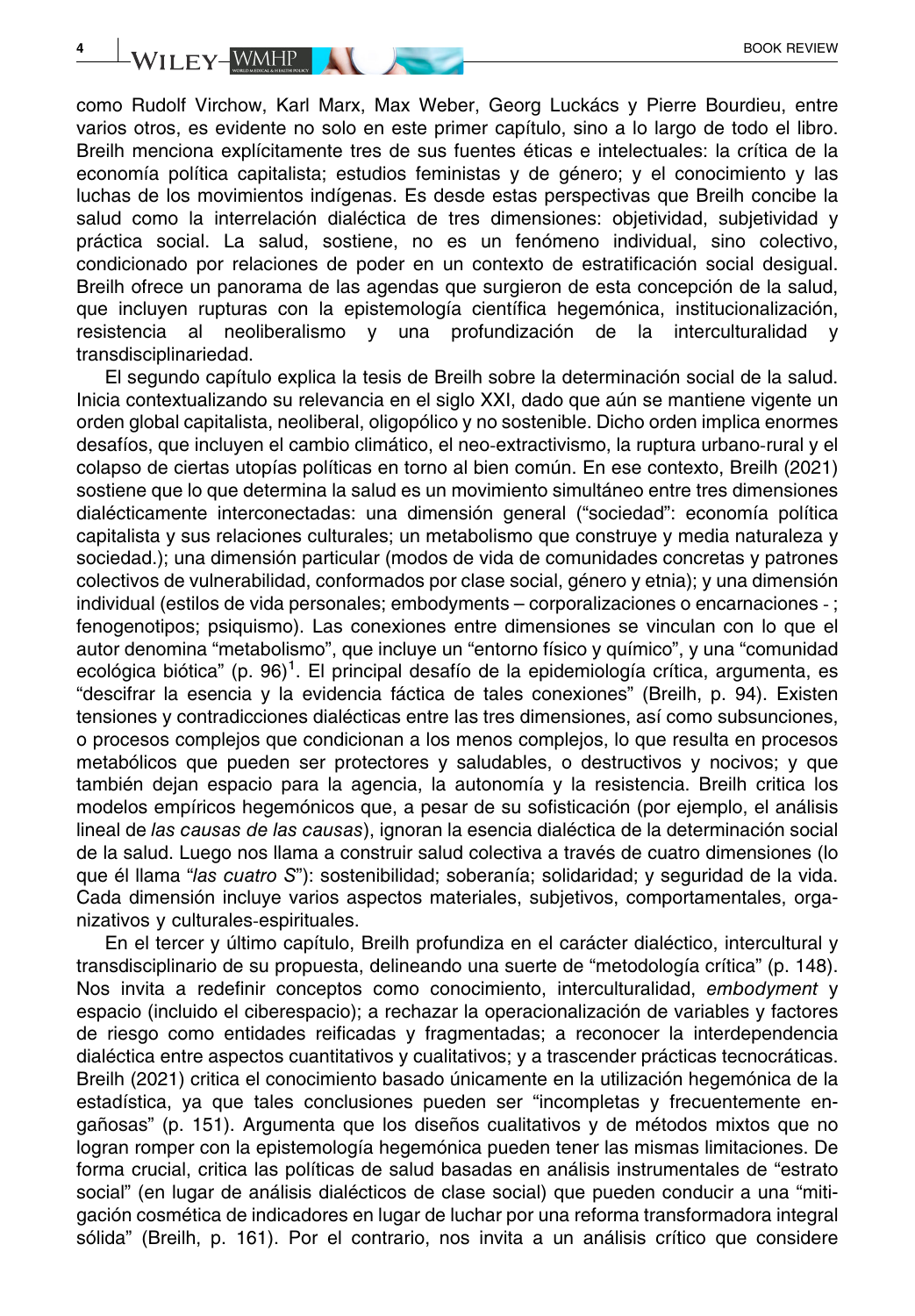como Rudolf Virchow, Karl Marx, Max Weber, Georg Luckács y Pierre Bourdieu, entre varios otros, es evidente no solo en este primer capítulo, sino a lo largo de todo el libro. Breilh menciona explícitamente tres de sus fuentes éticas e intelectuales: la crítica de la economía política capitalista; estudios feministas y de género; y el conocimiento y las luchas de los movimientos indígenas. Es desde estas perspectivas que Breilh concibe la salud como la interrelación dialéctica de tres dimensiones: objetividad, subjetividad y práctica social. La salud, sostiene, no es un fenómeno individual, sino colectivo, condicionado por relaciones de poder en un contexto de estratificación social desigual. Breilh ofrece un panorama de las agendas que surgieron de esta concepción de la salud, que incluyen rupturas con la epistemología científica hegemónica, institucionalización, resistencia al neoliberalismo y una profundización de la interculturalidad y transdisciplinariedad.

El segundo capítulo explica la tesis de Breilh sobre la determinación social de la salud. Inicia contextualizando su relevancia en el siglo XXI, dado que aún se mantiene vigente un orden global capitalista, neoliberal, oligopólico y no sostenible. Dicho orden implica enormes desafíos, que incluyen el cambio climático, el neo-extractivismo, la ruptura urbano-rural y el colapso de ciertas utopías políticas en torno al bien común. En ese contexto, Breilh (2021) sostiene que lo que determina la salud es un movimiento simultáneo entre tres dimensiones dialécticamente interconectadas: una dimensión general ("sociedad": economía política capitalista y sus relaciones culturales; un metabolismo que construye y media naturaleza y sociedad.); una dimensión particular (modos de vida de comunidades concretas y patrones colectivos de vulnerabilidad, conformados por clase social, género y etnia); y una dimensión individual (estilos de vida personales; embodyments – corporalizaciones o encarnaciones - ; fenogenotipos; psiquismo). Las conexiones entre dimensiones se vinculan con lo que el autor denomina "metabolismo", que incluye un "entorno físico y químico", y una "comunidad ecológica biótica" (p. 96)[1]. El principal desafío de la epidemiología crítica, argumenta, es "descifrar la esencia y la evidencia fáctica de tales conexiones" (Breilh, p. 94). Existen tensiones y contradicciones dialécticas entre las tres dimensiones, así como subsunciones, o procesos complejos que condicionan a los menos complejos, lo que resulta en procesos metabólicos que pueden ser protectores y saludables, o destructivos y nocivos; y que también dejan espacio para la agencia, la autonomía y la resistencia. Breilh critica los modelos empíricos hegemónicos que, a pesar de su sofisticación (por ejemplo, el análisis lineal de *las causas de las causas*), ignoran la esencia dialéctica de la determinación social de la salud. Luego nos llama a construir salud colectiva a través de cuatro dimensiones (lo que él llama "*las cuatro S*"): sostenibilidad; soberanía; solidaridad; y seguridad de la vida. Cada dimensión incluye varios aspectos materiales, subjetivos, comportamentales, organizativos y culturales-espirituales.

En el tercer y último capítulo, Breilh profundiza en el carácter dialéctico, intercultural y transdisciplinario de su propuesta, delineando una suerte de "metodología crítica" (p. 148). Nos invita a redefinir conceptos como conocimiento, interculturalidad, *embodyment* y espacio (incluido el ciberespacio); a rechazar la operacionalización de variables y factores de riesgo como entidades reificadas y fragmentadas; a reconocer la interdependencia dialéctica entre aspectos cuantitativos y cualitativos; y a trascender prácticas tecnocráticas. Breilh (2021) critica el conocimiento basado únicamente en la utilización hegemónica de la estadística, ya que tales conclusiones pueden ser "incompletas y frecuentemente engañosas" (p. 151). Argumenta que los diseños cualitativos y de métodos mixtos que no logran romper con la epistemología hegemónica pueden tener las mismas limitaciones. De forma crucial, critica las políticas de salud basadas en análisis instrumentales de "estrato social" (en lugar de análisis dialécticos de clase social) que pueden conducir a una "mitigación cosmética de indicadores en lugar de luchar por una reforma transformadora integral sólida" (Breilh, p. 161). Por el contrario, nos invita a un análisis crítico que considere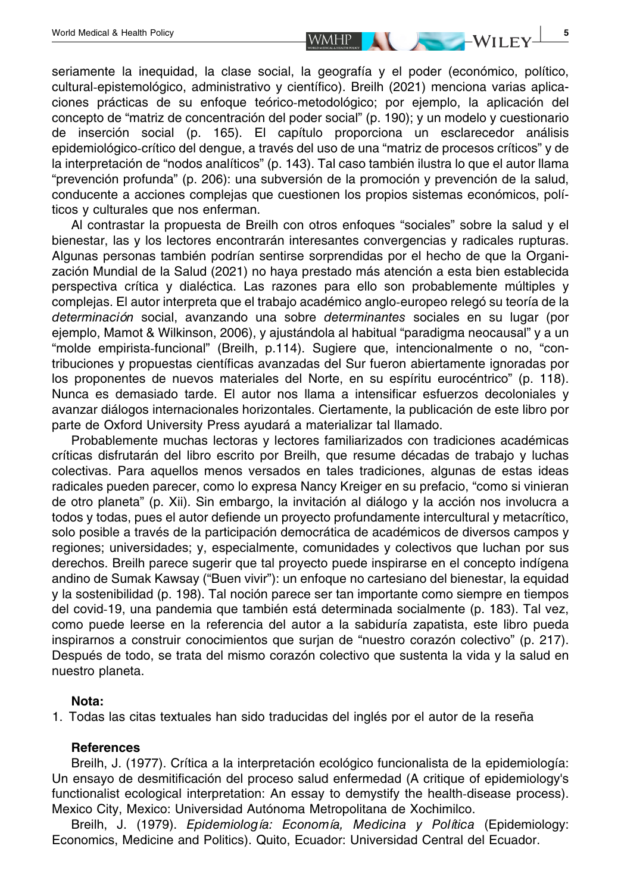seriamente la inequidad, la clase social, la geografía y el poder (económico, político, cultural-epistemológico, administrativo y científico). Breilh (2021) menciona varias aplicaciones prácticas de su enfoque teórico-metodológico; por ejemplo, la aplicación del concepto de "matriz de concentración del poder social" (p. 190); y un modelo y cuestionario de inserción social (p. 165). El capítulo proporciona un esclarecedor análisis epidemiológico-crítico del dengue, a través del uso de una "matriz de procesos críticos" y de la interpretación de "nodos analíticos" (p. 143). Tal caso también ilustra lo que el autor llama "prevención profunda" (p. 206): una subversión de la promoción y prevención de la salud, conducente a acciones complejas que cuestionen los propios sistemas económicos, políticos y culturales que nos enferman.

Al contrastar la propuesta de Breilh con otros enfoques "sociales" sobre la salud y el bienestar, las y los lectores encontrarán interesantes convergencias y radicales rupturas. Algunas personas también podrían sentirse sorprendidas por el hecho de que la Organización Mundial de la Salud (2021) no haya prestado más atención a esta bien establecida perspectiva crítica y dialéctica. Las razones para ello son probablemente múltiples y complejas. El autor interpreta que el trabajo académico anglo-europeo relegó su teoría de la *determinación* social, avanzando una sobre *determinantes* sociales en su lugar (por ejemplo, Mamot & Wilkinson, 2006), y ajustándola al habitual "paradigma neocausal" y a un "molde empirista-funcional" (Breilh, p.114). Sugiere que, intencionalmente o no, "contribuciones y propuestas científicas avanzadas del Sur fueron abiertamente ignoradas por los proponentes de nuevos materiales del Norte, en su espíritu eurocéntrico" (p. 118). Nunca es demasiado tarde. El autor nos llama a intensificar esfuerzos decoloniales y avanzar diálogos internacionales horizontales. Ciertamente, la publicación de este libro por parte de Oxford University Press ayudará a materializar tal llamado.

Probablemente muchas lectoras y lectores familiarizados con tradiciones académicas críticas disfrutarán del libro escrito por Breilh, que resume décadas de trabajo y luchas colectivas. Para aquellos menos versados en tales tradiciones, algunas de estas ideas radicales pueden parecer, como lo expresa Nancy Kreiger en su prefacio, "como si vinieran de otro planeta" (p. Xii). Sin embargo, la invitación al diálogo y la acción nos involucra a todos y todas, pues el autor defiende un proyecto profundamente intercultural y metacrítico, solo posible a través de la participación democrática de académicos de diversos campos y regiones; universidades; y, especialmente, comunidades y colectivos que luchan por sus derechos. Breilh parece sugerir que tal proyecto puede inspirarse en el concepto indígena andino de Sumak Kawsay ("Buen vivir"): un enfoque no cartesiano del bienestar, la equidad y la sostenibilidad (p. 198). Tal noción parece ser tan importante como siempre en tiempos del covid-19, una pandemia que también está determinada socialmente (p. 183). Tal vez, como puede leerse en la referencia del autor a la sabiduría zapatista, este libro pueda inspirarnos a construir conocimientos que surjan de "nuestro corazón colectivo" (p. 217). Después de todo, se trata del mismo corazón colectivo que sustenta la vida y la salud en nuestro planeta.

**Nota:**

1. Todas las citas textuales han sido traducidas del inglés por el autor de la reseña

### References

Breilh, J. (1977). Crítica a la interpretación ecológico funcionalista de la epidemiología: Un ensayo de desmitificación del proceso salud enfermedad (A critique of epidemiology's functionalist ecological interpretation: An essay to demystify the health-disease process). Mexico City, Mexico: Universidad Autónoma Metropolitana de Xochimilco.

Breilh, J. (1979). *Epidemiología: Economía, Medicina y Política* (Epidemiology: Economics, Medicine and Politics). Quito, Ecuador: Universidad Central del Ecuador.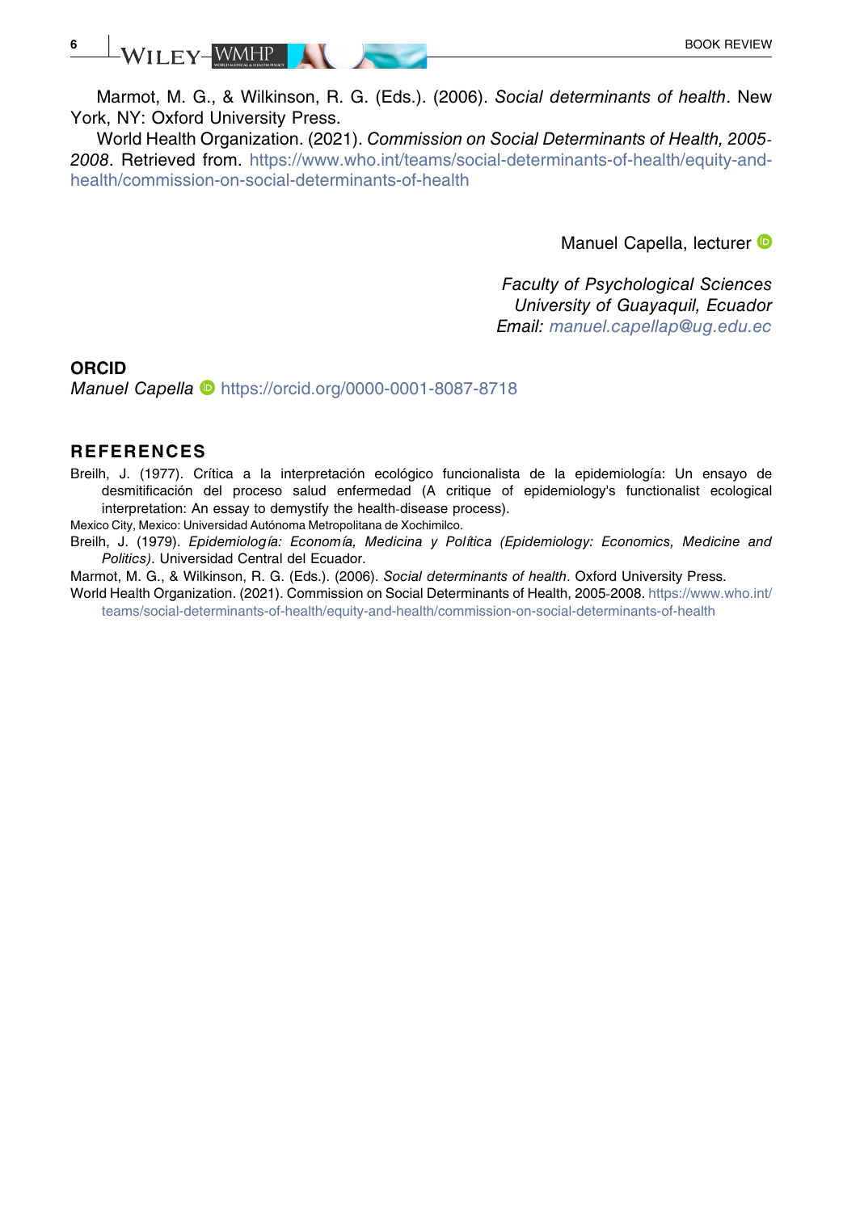Marmot, M. G., & Wilkinson, R. G. (Eds.). (2006). *Social determinants of health*. New York, NY: Oxford University Press.

World Health Organization. (2021). *Commission on Social Determinants of Health, 2005-2008*. Retrieved from. https://www.who.int/teams/social-determinants-of-health/equity-and-health/commission-on-social-determinants-of-health

Manuel Capella, lecturer

*Faculty of Psychological Sciences*
*University of Guayaquil, Ecuador*
*Email:* manuel.capellap@ug.edu.ec

## ORCID

*Manuel Capella* https://orcid.org/0000-0001-8087-8718

## REFERENCES

Breilh, J. (1977). Crítica a la interpretación ecológico funcionalista de la epidemiología: Un ensayo de desmitificación del proceso salud enfermedad (A critique of epidemiology's functionalist ecological interpretation: An essay to demystify the health-disease process).

Mexico City, Mexico: Universidad Autónoma Metropolitana de Xochimilco.

Breilh, J. (1979). *Epidemiología: Economía, Medicina y Política (Epidemiology: Economics, Medicine and Politics)*. Universidad Central del Ecuador.

Marmot, M. G., & Wilkinson, R. G. (Eds.). (2006). *Social determinants of health*. Oxford University Press.

World Health Organization. (2021). Commission on Social Determinants of Health, 2005-2008. https://www.who.int/teams/social-determinants-of-health/equity-and-health/commission-on-social-determinants-of-health